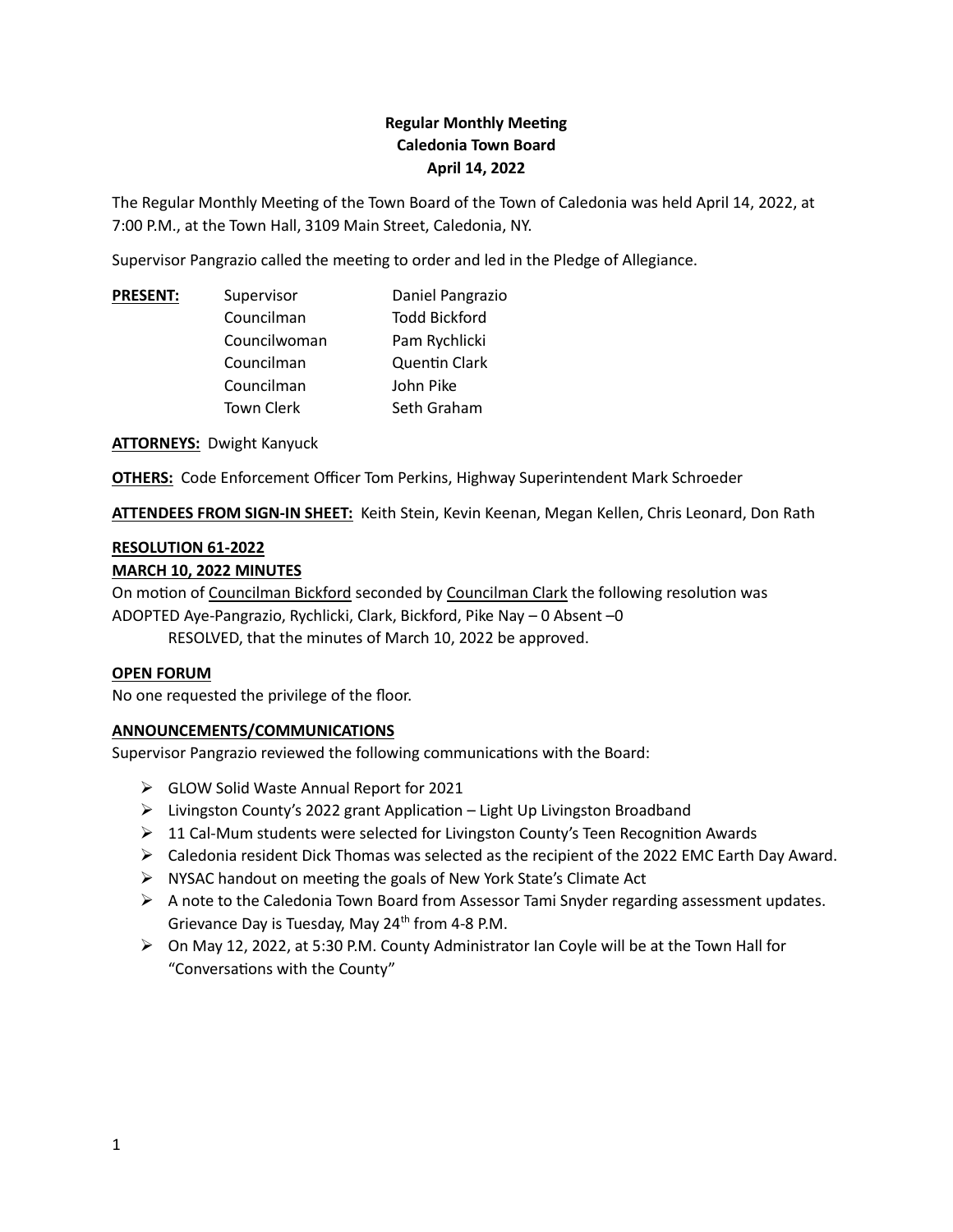**Regular Monthly Meeting**
**Caledonia Town Board**
**April 14, 2022**

The Regular Monthly Meeting of the Town Board of the Town of Caledonia was held April 14, 2022, at 7:00 P.M., at the Town Hall, 3109 Main Street, Caledonia, NY.

Supervisor Pangrazio called the meeting to order and led in the Pledge of Allegiance.

| **PRESENT:** | Supervisor | Daniel Pangrazio |
|---|---|---|
| | Councilman | Todd Bickford |
| | Councilwoman | Pam Rychlicki |
| | Councilman | Quentin Clark |
| | Councilman | John Pike |
| | Town Clerk | Seth Graham |

**ATTORNEYS:** Dwight Kanyuck

**OTHERS:** Code Enforcement Officer Tom Perkins, Highway Superintendent Mark Schroeder

**ATTENDEES FROM SIGN-IN SHEET:** Keith Stein, Kevin Keenan, Megan Kellen, Chris Leonard, Don Rath

**RESOLUTION 61-2022**
**MARCH 10, 2022 MINUTES**

On motion of Councilman Bickford seconded by Councilman Clark the following resolution was ADOPTED Aye-Pangrazio, Rychlicki, Clark, Bickford, Pike Nay – 0 Absent –0

RESOLVED, that the minutes of March 10, 2022 be approved.

**OPEN FORUM**

No one requested the privilege of the floor.

**ANNOUNCEMENTS/COMMUNICATIONS**

Supervisor Pangrazio reviewed the following communications with the Board:

- GLOW Solid Waste Annual Report for 2021
- Livingston County's 2022 grant Application – Light Up Livingston Broadband
- 11 Cal-Mum students were selected for Livingston County's Teen Recognition Awards
- Caledonia resident Dick Thomas was selected as the recipient of the 2022 EMC Earth Day Award.
- NYSAC handout on meeting the goals of New York State's Climate Act
- A note to the Caledonia Town Board from Assessor Tami Snyder regarding assessment updates. Grievance Day is Tuesday, May 24th from 4-8 P.M.
- On May 12, 2022, at 5:30 P.M. County Administrator Ian Coyle will be at the Town Hall for "Conversations with the County"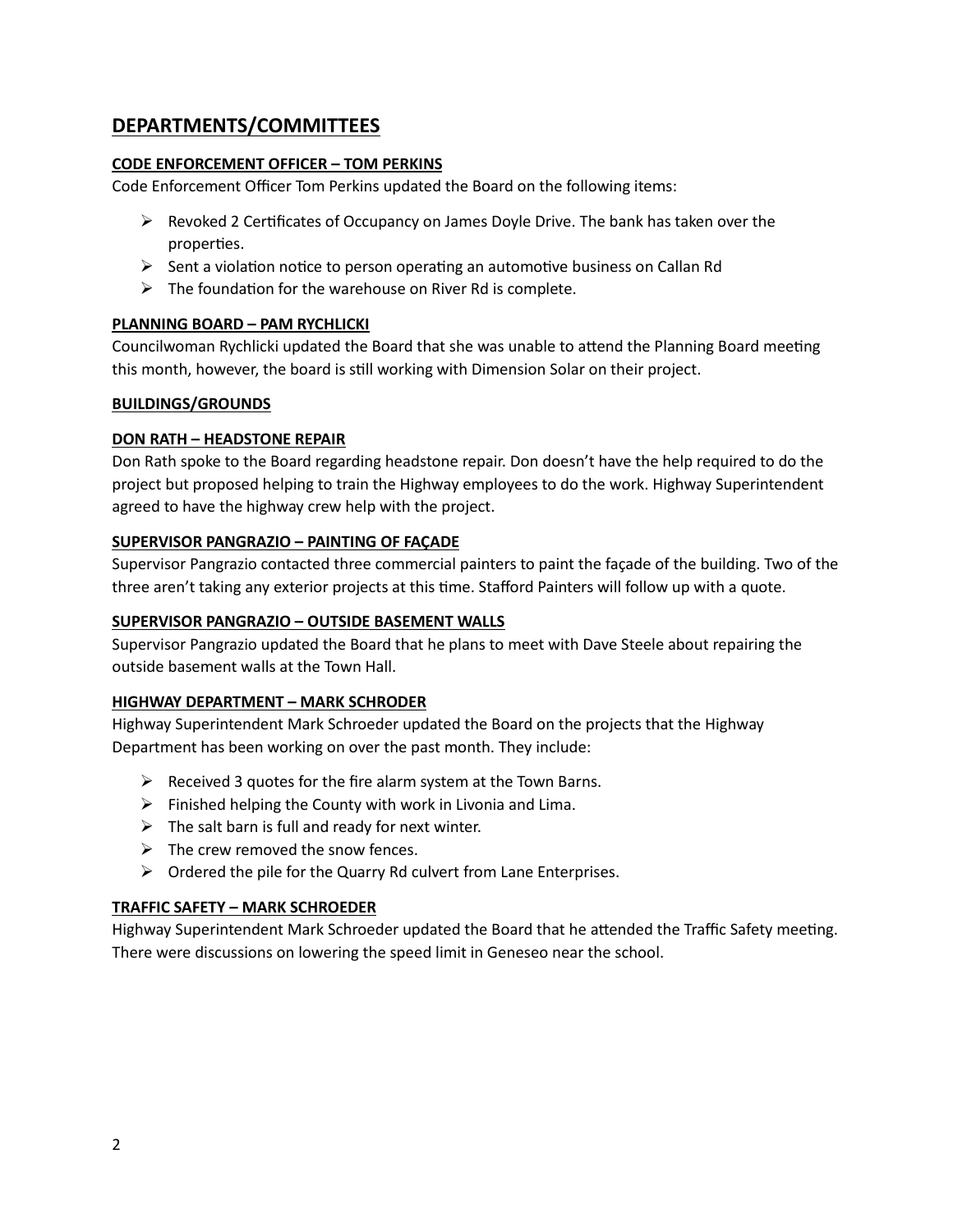## DEPARTMENTS/COMMITTEES

**CODE ENFORCEMENT OFFICER – TOM PERKINS**

Code Enforcement Officer Tom Perkins updated the Board on the following items:

- Revoked 2 Certificates of Occupancy on James Doyle Drive. The bank has taken over the properties.
- Sent a violation notice to person operating an automotive business on Callan Rd
- The foundation for the warehouse on River Rd is complete.

**PLANNING BOARD – PAM RYCHLICKI**

Councilwoman Rychlicki updated the Board that she was unable to attend the Planning Board meeting this month, however, the board is still working with Dimension Solar on their project.

**BUILDINGS/GROUNDS**

**DON RATH – HEADSTONE REPAIR**

Don Rath spoke to the Board regarding headstone repair. Don doesn't have the help required to do the project but proposed helping to train the Highway employees to do the work. Highway Superintendent agreed to have the highway crew help with the project.

**SUPERVISOR PANGRAZIO – PAINTING OF FAÇADE**

Supervisor Pangrazio contacted three commercial painters to paint the façade of the building. Two of the three aren't taking any exterior projects at this time. Stafford Painters will follow up with a quote.

**SUPERVISOR PANGRAZIO – OUTSIDE BASEMENT WALLS**

Supervisor Pangrazio updated the Board that he plans to meet with Dave Steele about repairing the outside basement walls at the Town Hall.

**HIGHWAY DEPARTMENT – MARK SCHRODER**

Highway Superintendent Mark Schroeder updated the Board on the projects that the Highway Department has been working on over the past month. They include:

- Received 3 quotes for the fire alarm system at the Town Barns.
- Finished helping the County with work in Livonia and Lima.
- The salt barn is full and ready for next winter.
- The crew removed the snow fences.
- Ordered the pile for the Quarry Rd culvert from Lane Enterprises.

**TRAFFIC SAFETY – MARK SCHROEDER**

Highway Superintendent Mark Schroeder updated the Board that he attended the Traffic Safety meeting. There were discussions on lowering the speed limit in Geneseo near the school.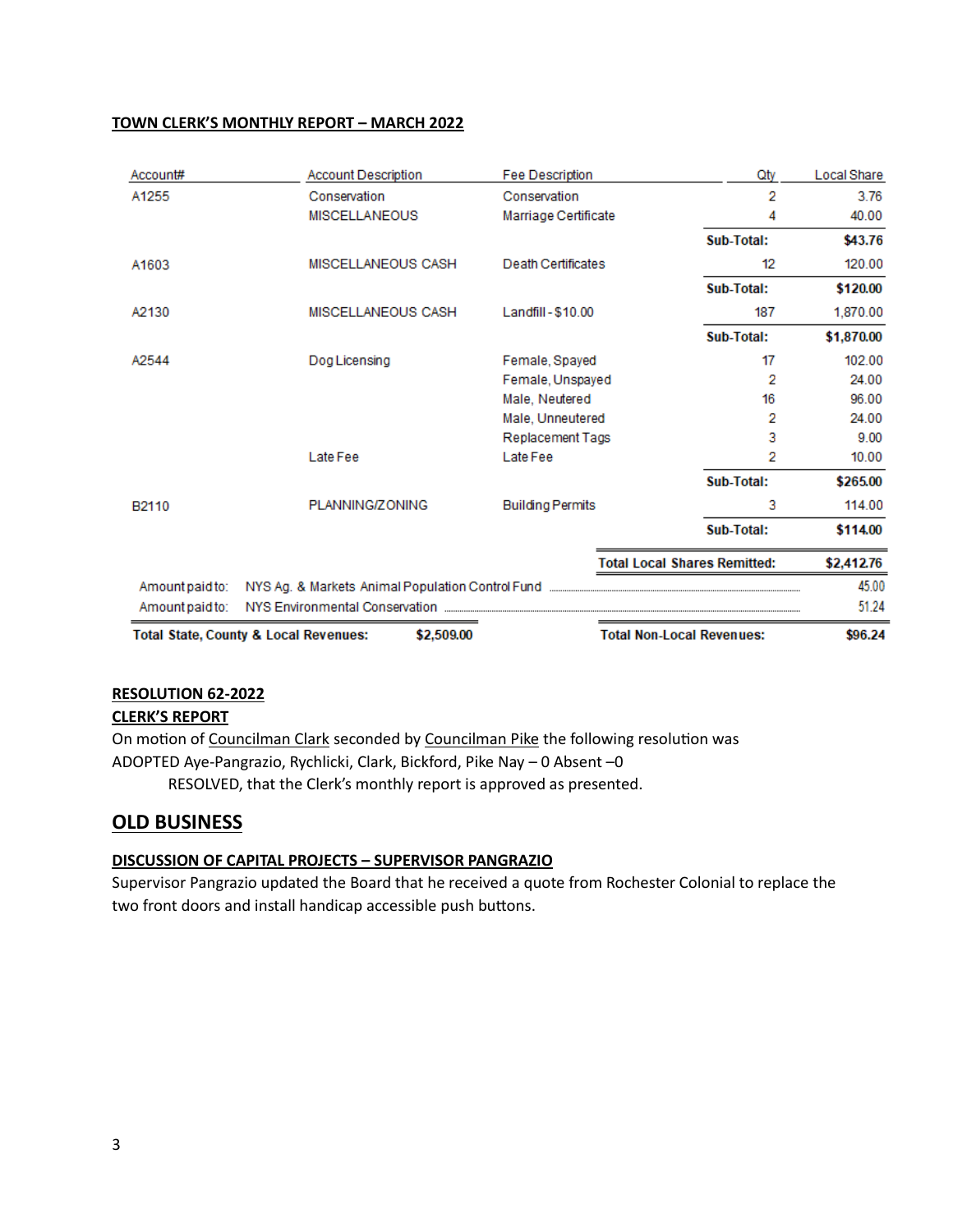**TOWN CLERK'S MONTHLY REPORT – MARCH 2022**

| Account# | Account Description | Fee Description | Qty | Local Share |
|---|---|---|---|---|
| A1255 | Conservation | Conservation | 2 | 3.76 |
| | MISCELLANEOUS | Marriage Certificate | 4 | 40.00 |
| | | | **Sub-Total:** | **$43.76** |
| A1603 | MISCELLANEOUS CASH | Death Certificates | 12 | 120.00 |
| | | | **Sub-Total:** | **$120.00** |
| A2130 | MISCELLANEOUS CASH | Landfill - $10.00 | 187 | 1,870.00 |
| | | | **Sub-Total:** | **$1,870.00** |
| A2544 | Dog Licensing | Female, Spayed | 17 | 102.00 |
| | | Female, Unspayed | 2 | 24.00 |
| | | Male, Neutered | 16 | 96.00 |
| | | Male, Unneutered | 2 | 24.00 |
| | | Replacement Tags | 3 | 9.00 |
| | Late Fee | Late Fee | 2 | 10.00 |
| | | | **Sub-Total:** | **$265.00** |
| B2110 | PLANNING/ZONING | Building Permits | 3 | 114.00 |
| | | | **Sub-Total:** | **$114.00** |
| | | **Total Local Shares Remitted:** | | **$2,412.76** |
| Amount paid to: | NYS Ag. & Markets Animal Population Control Fund | | | 45.00 |
| Amount paid to: | NYS Environmental Conservation | | | 51.24 |
| **Total State, County & Local Revenues:** | **$2,509.00** | **Total Non-Local Revenues:** | | **$96.24** |

**RESOLUTION 62-2022**
**CLERK'S REPORT**
On motion of Councilman Clark seconded by Councilman Pike the following resolution was ADOPTED Aye-Pangrazio, Rychlicki, Clark, Bickford, Pike Nay – 0 Absent –0

RESOLVED, that the Clerk's monthly report is approved as presented.

## OLD BUSINESS

**DISCUSSION OF CAPITAL PROJECTS – SUPERVISOR PANGRAZIO**
Supervisor Pangrazio updated the Board that he received a quote from Rochester Colonial to replace the two front doors and install handicap accessible push buttons.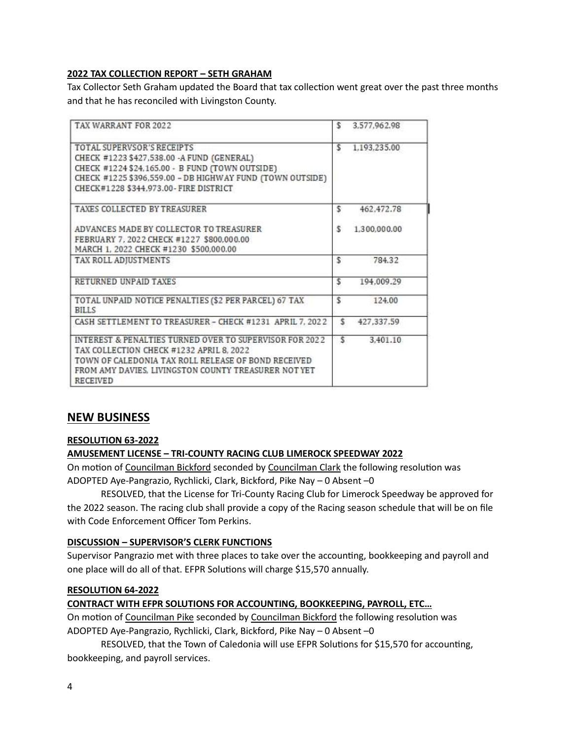**2022 TAX COLLECTION REPORT – SETH GRAHAM**

Tax Collector Seth Graham updated the Board that tax collection went great over the past three months and that he has reconciled with Livingston County.

| | |
|---|---|
| TAX WARRANT FOR 2022 | $ 3,577,962.98 |
| TOTAL SUPERVSOR'S RECEIPTS<br>CHECK #1223 $427,538.00 -A FUND (GENERAL)<br>CHECK #1224 $24,165.00 - B FUND (TOWN OUTSIDE)<br>CHECK #1225 $396,559.00 – DB HIGHWAY FUND (TOWN OUTSIDE)<br>CHECK#1228 $344,973.00- FIRE DISTRICT | $ 1,193,235.00 |
| TAXES COLLECTED BY TREASURER<br><br>ADVANCES MADE BY COLLECTOR TO TREASURER<br>FEBRUARY 7, 2022 CHECK #1227 $800,000.00<br>MARCH 1, 2022 CHECK #1230 $500,000.00 | $ 462,472.78<br><br>$ 1,300,000.00 |
| TAX ROLL ADJUSTMENTS | $ 784.32 |
| RETURNED UNPAID TAXES | $ 194,009.29 |
| TOTAL UNPAID NOTICE PENALTIES ($2 PER PARCEL) 67 TAX BILLS | $ 124.00 |
| CASH SETTLEMENT TO TREASURER – CHECK #1231 APRIL 7, 2022 | $ 427,337.59 |
| INTEREST & PENALTIES TURNED OVER TO SUPERVISOR FOR 2022 TAX COLLECTION CHECK #1232 APRIL 8, 2022<br>TOWN OF CALEDONIA TAX ROLL RELEASE OF BOND RECEIVED FROM AMY DAVIES, LIVINGSTON COUNTY TREASURER NOT YET RECEIVED | $ 3,401.10 |

## NEW BUSINESS

**RESOLUTION 63-2022**

**AMUSEMENT LICENSE – TRI-COUNTY RACING CLUB LIMEROCK SPEEDWAY 2022**

On motion of Councilman Bickford seconded by Councilman Clark the following resolution was ADOPTED Aye-Pangrazio, Rychlicki, Clark, Bickford, Pike Nay – 0 Absent –0

RESOLVED, that the License for Tri-County Racing Club for Limerock Speedway be approved for the 2022 season. The racing club shall provide a copy of the Racing season schedule that will be on file with Code Enforcement Officer Tom Perkins.

**DISCUSSION – SUPERVISOR'S CLERK FUNCTIONS**

Supervisor Pangrazio met with three places to take over the accounting, bookkeeping and payroll and one place will do all of that. EFPR Solutions will charge $15,570 annually.

**RESOLUTION 64-2022**

**CONTRACT WITH EFPR SOLUTIONS FOR ACCOUNTING, BOOKKEEPING, PAYROLL, ETC…**

On motion of Councilman Pike seconded by Councilman Bickford the following resolution was ADOPTED Aye-Pangrazio, Rychlicki, Clark, Bickford, Pike Nay – 0 Absent –0

RESOLVED, that the Town of Caledonia will use EFPR Solutions for $15,570 for accounting, bookkeeping, and payroll services.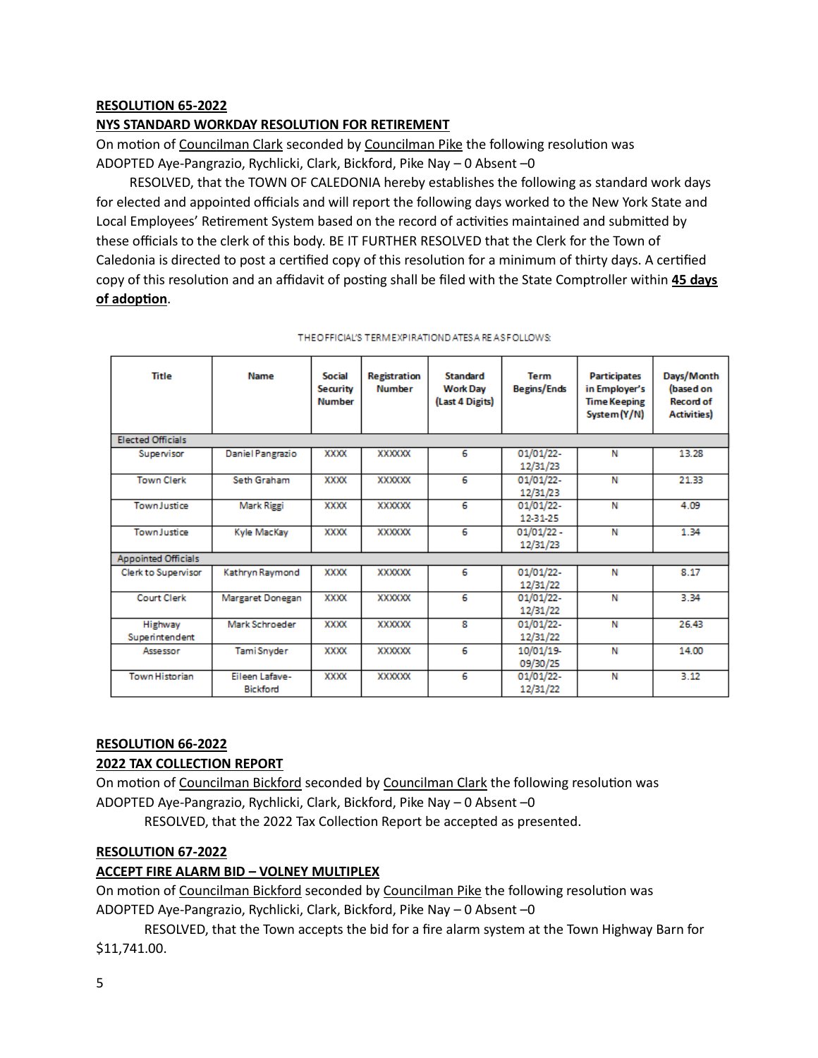**RESOLUTION 65-2022**

**NYS STANDARD WORKDAY RESOLUTION FOR RETIREMENT**

On motion of Councilman Clark seconded by Councilman Pike the following resolution was ADOPTED Aye-Pangrazio, Rychlicki, Clark, Bickford, Pike Nay – 0 Absent –0

RESOLVED, that the TOWN OF CALEDONIA hereby establishes the following as standard work days for elected and appointed officials and will report the following days worked to the New York State and Local Employees' Retirement System based on the record of activities maintained and submitted by these officials to the clerk of this body. BE IT FURTHER RESOLVED that the Clerk for the Town of Caledonia is directed to post a certified copy of this resolution for a minimum of thirty days. A certified copy of this resolution and an affidavit of posting shall be filed with the State Comptroller within **45 days of adoption**.

THE OFFICIAL'S TERM EXPIRATION DATES ARE AS FOLLOWS:

| Title | Name | Social Security Number | Registration Number | Standard Work Day (Last 4 Digits) | Term Begins/Ends | Participates in Employer's Time Keeping System (Y/N) | Days/Month (based on Record of Activities) |
|---|---|---|---|---|---|---|---|
| Elected Officials | | | | | | | |
| Supervisor | Daniel Pangrazio | XXXX | XXXXXX | 6 | 01/01/22-12/31/23 | N | 13.28 |
| Town Clerk | Seth Graham | XXXX | XXXXXX | 6 | 01/01/22-12/31/23 | N | 21.33 |
| Town Justice | Mark Riggi | XXXX | XXXXXX | 6 | 01/01/22-12-31-25 | N | 4.09 |
| Town Justice | Kyle MacKay | XXXX | XXXXXX | 6 | 01/01/22 - 12/31/23 | N | 1.34 |
| Appointed Officials | | | | | | | |
| Clerk to Supervisor | Kathryn Raymond | XXXX | XXXXXX | 6 | 01/01/22-12/31/22 | N | 8.17 |
| Court Clerk | Margaret Donegan | XXXX | XXXXXX | 6 | 01/01/22-12/31/22 | N | 3.34 |
| Highway Superintendent | Mark Schroeder | XXXX | XXXXXX | 8 | 01/01/22-12/31/22 | N | 26.43 |
| Assessor | Tami Snyder | XXXX | XXXXXX | 6 | 10/01/19-09/30/25 | N | 14.00 |
| Town Historian | Eileen Lafave-Bickford | XXXX | XXXXXX | 6 | 01/01/22-12/31/22 | N | 3.12 |

**RESOLUTION 66-2022**

**2022 TAX COLLECTION REPORT**

On motion of Councilman Bickford seconded by Councilman Clark the following resolution was ADOPTED Aye-Pangrazio, Rychlicki, Clark, Bickford, Pike Nay – 0 Absent –0

RESOLVED, that the 2022 Tax Collection Report be accepted as presented.

**RESOLUTION 67-2022**

**ACCEPT FIRE ALARM BID – VOLNEY MULTIPLEX**

On motion of Councilman Bickford seconded by Councilman Pike the following resolution was ADOPTED Aye-Pangrazio, Rychlicki, Clark, Bickford, Pike Nay – 0 Absent –0

RESOLVED, that the Town accepts the bid for a fire alarm system at the Town Highway Barn for $11,741.00.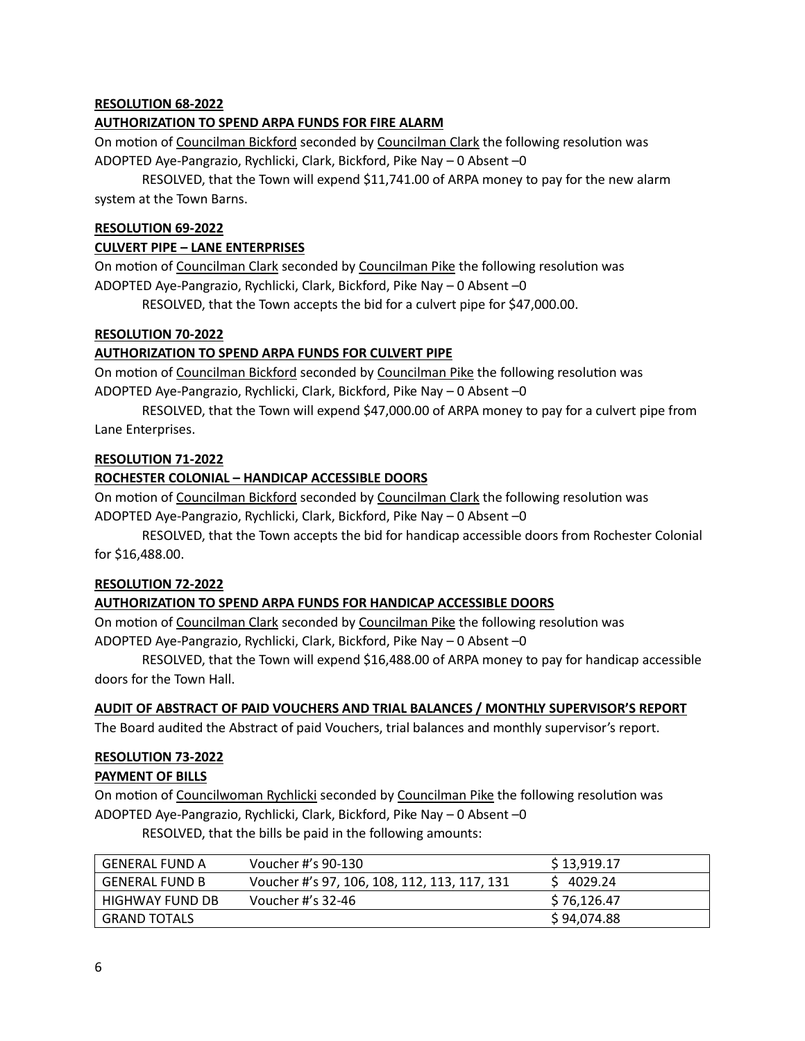**RESOLUTION 68-2022**

**AUTHORIZATION TO SPEND ARPA FUNDS FOR FIRE ALARM**

On motion of Councilman Bickford seconded by Councilman Clark the following resolution was ADOPTED Aye-Pangrazio, Rychlicki, Clark, Bickford, Pike Nay – 0 Absent –0

RESOLVED, that the Town will expend $11,741.00 of ARPA money to pay for the new alarm system at the Town Barns.

**RESOLUTION 69-2022**

**CULVERT PIPE – LANE ENTERPRISES**

On motion of Councilman Clark seconded by Councilman Pike the following resolution was ADOPTED Aye-Pangrazio, Rychlicki, Clark, Bickford, Pike Nay – 0 Absent –0

RESOLVED, that the Town accepts the bid for a culvert pipe for $47,000.00.

**RESOLUTION 70-2022**

**AUTHORIZATION TO SPEND ARPA FUNDS FOR CULVERT PIPE**

On motion of Councilman Bickford seconded by Councilman Pike the following resolution was ADOPTED Aye-Pangrazio, Rychlicki, Clark, Bickford, Pike Nay – 0 Absent –0

RESOLVED, that the Town will expend $47,000.00 of ARPA money to pay for a culvert pipe from Lane Enterprises.

**RESOLUTION 71-2022**

**ROCHESTER COLONIAL – HANDICAP ACCESSIBLE DOORS**

On motion of Councilman Bickford seconded by Councilman Clark the following resolution was ADOPTED Aye-Pangrazio, Rychlicki, Clark, Bickford, Pike Nay – 0 Absent –0

RESOLVED, that the Town accepts the bid for handicap accessible doors from Rochester Colonial for $16,488.00.

**RESOLUTION 72-2022**

**AUTHORIZATION TO SPEND ARPA FUNDS FOR HANDICAP ACCESSIBLE DOORS**

On motion of Councilman Clark seconded by Councilman Pike the following resolution was ADOPTED Aye-Pangrazio, Rychlicki, Clark, Bickford, Pike Nay – 0 Absent –0

RESOLVED, that the Town will expend $16,488.00 of ARPA money to pay for handicap accessible doors for the Town Hall.

**AUDIT OF ABSTRACT OF PAID VOUCHERS AND TRIAL BALANCES / MONTHLY SUPERVISOR'S REPORT**

The Board audited the Abstract of paid Vouchers, trial balances and monthly supervisor's report.

**RESOLUTION 73-2022**

**PAYMENT OF BILLS**

On motion of Councilwoman Rychlicki seconded by Councilman Pike the following resolution was ADOPTED Aye-Pangrazio, Rychlicki, Clark, Bickford, Pike Nay – 0 Absent –0

RESOLVED, that the bills be paid in the following amounts:

| GENERAL FUND A | Voucher #'s 90-130 | $ 13,919.17 |
|---|---|---|
| GENERAL FUND B | Voucher #'s 97, 106, 108, 112, 113, 117, 131 | $ 4029.24 |
| HIGHWAY FUND DB | Voucher #'s 32-46 | $ 76,126.47 |
| GRAND TOTALS | | $ 94,074.88 |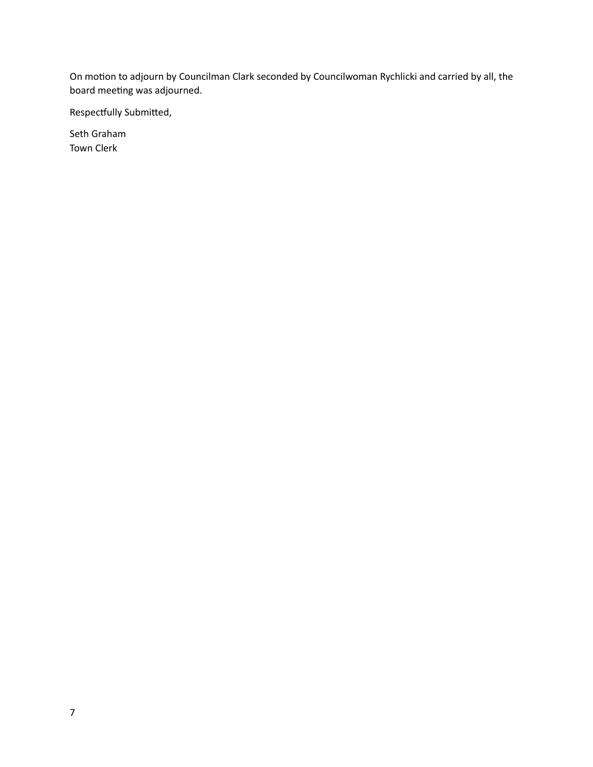On motion to adjourn by Councilman Clark seconded by Councilwoman Rychlicki and carried by all, the board meeting was adjourned.

Respectfully Submitted,

Seth Graham
Town Clerk